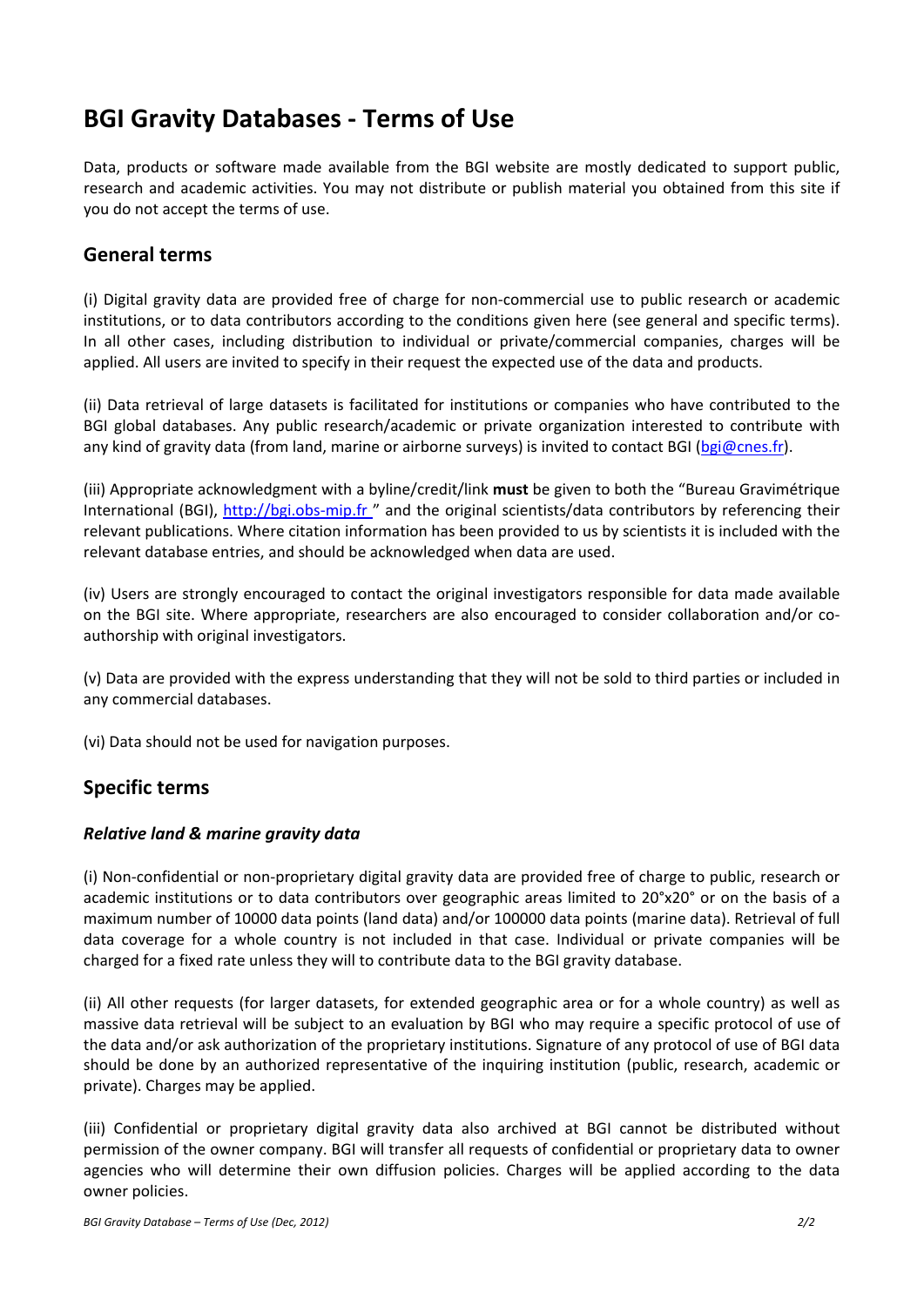# BGI Gravity Databases - Terms of Use

Data, products or software made available from the BGI website are mostly dedicated to support public, research and academic activities. You may not distribute or publish material you obtained from this site if you do not accept the terms of use.

## General terms

(i) Digital gravity data are provided free of charge for non-commercial use to public research or academic institutions, or to data contributors according to the conditions given here (see general and specific terms). In all other cases, including distribution to individual or private/commercial companies, charges will be applied. All users are invited to specify in their request the expected use of the data and products.

(ii) Data retrieval of large datasets is facilitated for institutions or companies who have contributed to the BGI global databases. Any public research/academic or private organization interested to contribute with any kind of gravity data (from land, marine or airborne surveys) is invited to contact BGI (bgi@cnes.fr).

(iii) Appropriate acknowledgment with a byline/credit/link **must** be given to both the "Bureau Gravimétrique International (BGI), http://bgi.obs-mip.fr " and the original scientists/data contributors by referencing their relevant publications. Where citation information has been provided to us by scientists it is included with the relevant database entries, and should be acknowledged when data are used.

(iv) Users are strongly encouraged to contact the original investigators responsible for data made available on the BGI site. Where appropriate, researchers are also encouraged to consider collaboration and/or co-authorship with original investigators.

(v) Data are provided with the express understanding that they will not be sold to third parties or included in any commercial databases.

(vi) Data should not be used for navigation purposes.

## Specific terms

### *Relative land & marine gravity data*

(i) Non-confidential or non-proprietary digital gravity data are provided free of charge to public, research or academic institutions or to data contributors over geographic areas limited to 20°x20° or on the basis of a maximum number of 10000 data points (land data) and/or 100000 data points (marine data). Retrieval of full data coverage for a whole country is not included in that case. Individual or private companies will be charged for a fixed rate unless they will to contribute data to the BGI gravity database.

(ii) All other requests (for larger datasets, for extended geographic area or for a whole country) as well as massive data retrieval will be subject to an evaluation by BGI who may require a specific protocol of use of the data and/or ask authorization of the proprietary institutions. Signature of any protocol of use of BGI data should be done by an authorized representative of the inquiring institution (public, research, academic or private). Charges may be applied.

(iii) Confidential or proprietary digital gravity data also archived at BGI cannot be distributed without permission of the owner company. BGI will transfer all requests of confidential or proprietary data to owner agencies who will determine their own diffusion policies. Charges will be applied according to the data owner policies.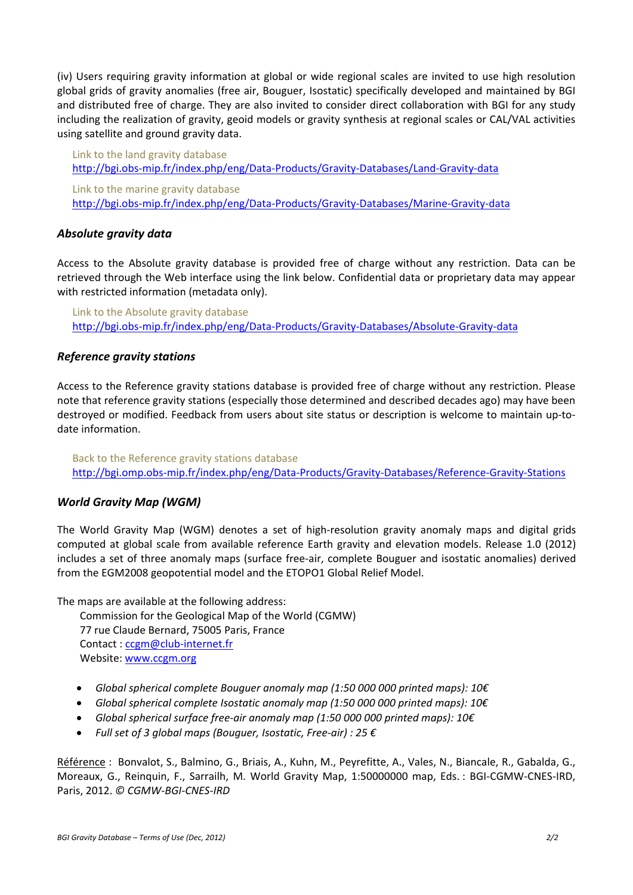(iv) Users requiring gravity information at global or wide regional scales are invited to use high resolution global grids of gravity anomalies (free air, Bouguer, Isostatic) specifically developed and maintained by BGI and distributed free of charge. They are also invited to consider direct collaboration with BGI for any study including the realization of gravity, geoid models or gravity synthesis at regional scales or CAL/VAL activities using satellite and ground gravity data.

Link to the land gravity database
http://bgi.obs-mip.fr/index.php/eng/Data-Products/Gravity-Databases/Land-Gravity-data

Link to the marine gravity database
http://bgi.obs-mip.fr/index.php/eng/Data-Products/Gravity-Databases/Marine-Gravity-data

### *Absolute gravity data*

Access to the Absolute gravity database is provided free of charge without any restriction. Data can be retrieved through the Web interface using the link below. Confidential data or proprietary data may appear with restricted information (metadata only).

Link to the Absolute gravity database
http://bgi.obs-mip.fr/index.php/eng/Data-Products/Gravity-Databases/Absolute-Gravity-data

### *Reference gravity stations*

Access to the Reference gravity stations database is provided free of charge without any restriction. Please note that reference gravity stations (especially those determined and described decades ago) may have been destroyed or modified. Feedback from users about site status or description is welcome to maintain up-to-date information.

Back to the Reference gravity stations database
http://bgi.omp.obs-mip.fr/index.php/eng/Data-Products/Gravity-Databases/Reference-Gravity-Stations

### *World Gravity Map (WGM)*

The World Gravity Map (WGM) denotes a set of high-resolution gravity anomaly maps and digital grids computed at global scale from available reference Earth gravity and elevation models. Release 1.0 (2012) includes a set of three anomaly maps (surface free-air, complete Bouguer and isostatic anomalies) derived from the EGM2008 geopotential model and the ETOPO1 Global Relief Model.

The maps are available at the following address:

Commission for the Geological Map of the World (CGMW)
77 rue Claude Bernard, 75005 Paris, France
Contact : ccgm@club-internet.fr
Website: www.ccgm.org

- *Global spherical complete Bouguer anomaly map (1:50 000 000 printed maps): 10€*
- *Global spherical complete Isostatic anomaly map (1:50 000 000 printed maps): 10€*
- *Global spherical surface free-air anomaly map (1:50 000 000 printed maps): 10€*
- *Full set of 3 global maps (Bouguer, Isostatic, Free-air) : 25 €*

Référence : Bonvalot, S., Balmino, G., Briais, A., Kuhn, M., Peyrefitte, A., Vales, N., Biancale, R., Gabalda, G., Moreaux, G., Reinquin, F., Sarrailh, M. World Gravity Map, 1:50000000 map, Eds. : BGI-CGMW-CNES-IRD, Paris, 2012. *© CGMW-BGI-CNES-IRD*